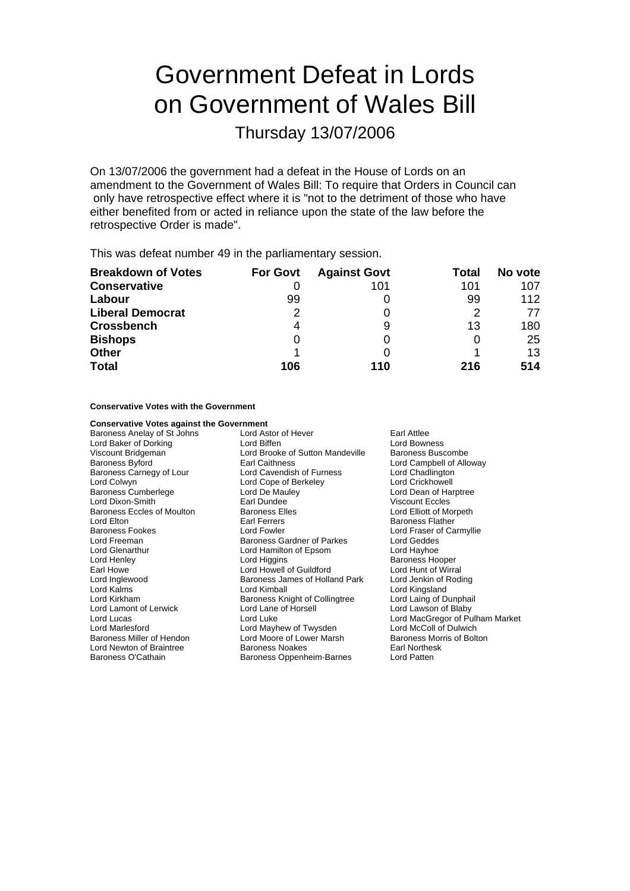# Government Defeat in Lords on Government of Wales Bill

## Thursday 13/07/2006

On 13/07/2006 the government had a defeat in the House of Lords on an amendment to the Government of Wales Bill: To require that Orders in Council can only have retrospective effect where it is "not to the detriment of those who have either benefited from or acted in reliance upon the state of the law before the retrospective Order is made".

This was defeat number 49 in the parliamentary session.

| Breakdown of Votes | For Govt | Against Govt | Total | No vote |
|---|---|---|---|---|
| **Conservative** | 0 | 101 | 101 | 107 |
| **Labour** | 99 | 0 | 99 | 112 |
| **Liberal Democrat** | 2 | 0 | 2 | 77 |
| **Crossbench** | 4 | 9 | 13 | 180 |
| **Bishops** | 0 | 0 | 0 | 25 |
| **Other** | 1 | 0 | 1 | 13 |
| **Total** | **106** | **110** | **216** | **514** |

**Conservative Votes with the Government**

**Conservative Votes against the Government**

| | | |
|---|---|---|
| Baroness Anelay of St Johns | Lord Astor of Hever | Earl Attlee |
| Lord Baker of Dorking | Lord Biffen | Lord Bowness |
| Viscount Bridgeman | Lord Brooke of Sutton Mandeville | Baroness Buscombe |
| Baroness Byford | Earl Caithness | Lord Campbell of Alloway |
| Baroness Carnegy of Lour | Lord Cavendish of Furness | Lord Chadlington |
| Lord Colwyn | Lord Cope of Berkeley | Lord Crickhowell |
| Baroness Cumberlege | Lord De Mauley | Lord Dean of Harptree |
| Lord Dixon-Smith | Earl Dundee | Viscount Eccles |
| Baroness Eccles of Moulton | Baroness Elles | Lord Elliott of Morpeth |
| Lord Elton | Earl Ferrers | Baroness Flather |
| Baroness Fookes | Lord Fowler | Lord Fraser of Carmyllie |
| Lord Freeman | Baroness Gardner of Parkes | Lord Geddes |
| Lord Glenarthur | Lord Hamilton of Epsom | Lord Hayhoe |
| Lord Henley | Lord Higgins | Baroness Hooper |
| Earl Howe | Lord Howell of Guildford | Lord Hunt of Wirral |
| Lord Inglewood | Baroness James of Holland Park | Lord Jenkin of Roding |
| Lord Kalms | Lord Kimball | Lord Kingsland |
| Lord Kirkham | Baroness Knight of Collingtree | Lord Laing of Dunphail |
| Lord Lamont of Lerwick | Lord Lane of Horsell | Lord Lawson of Blaby |
| Lord Lucas | Lord Luke | Lord MacGregor of Pulham Market |
| Lord Marlesford | Lord Mayhew of Twysden | Lord McColl of Dulwich |
| Baroness Miller of Hendon | Lord Moore of Lower Marsh | Baroness Morris of Bolton |
| Lord Newton of Braintree | Baroness Noakes | Earl Northesk |
| Baroness O'Cathain | Baroness Oppenheim-Barnes | Lord Patten |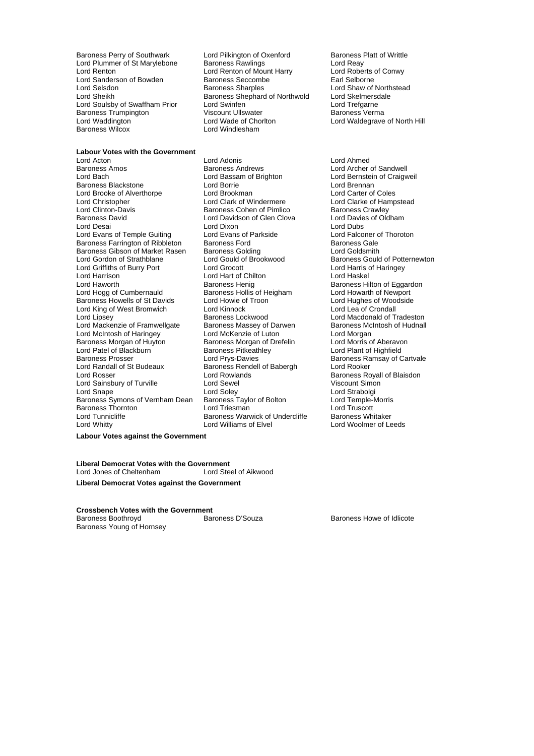Baroness Perry of Southwark
Lord Pilkington of Oxenford
Baroness Platt of Writtle
Lord Plummer of St Marylebone
Baroness Rawlings
Lord Reay
Lord Renton
Lord Renton of Mount Harry
Lord Roberts of Conwy
Lord Sanderson of Bowden
Baroness Seccombe
Earl Selborne
Lord Selsdon
Baroness Sharples
Lord Shaw of Northstead
Lord Sheikh
Baroness Shephard of Northwold
Lord Skelmersdale
Lord Soulsby of Swaffham Prior
Lord Swinfen
Lord Trefgarne
Baroness Trumpington
Viscount Ullswater
Baroness Verma
Lord Waddington
Lord Wade of Chorlton
Lord Waldegrave of North Hill
Baroness Wilcox
Lord Windlesham

**Labour Votes with the Government**

Lord Acton
Lord Adonis
Lord Ahmed
Baroness Amos
Baroness Andrews
Lord Archer of Sandwell
Lord Bach
Lord Bassam of Brighton
Lord Bernstein of Craigweil
Baroness Blackstone
Lord Borrie
Lord Brennan
Lord Brooke of Alverthorpe
Lord Brookman
Lord Carter of Coles
Lord Christopher
Lord Clark of Windermere
Lord Clarke of Hampstead
Lord Clinton-Davis
Baroness Cohen of Pimlico
Baroness Crawley
Baroness David
Lord Davidson of Glen Clova
Lord Davies of Oldham
Lord Desai
Lord Dixon
Lord Dubs
Lord Evans of Temple Guiting
Lord Evans of Parkside
Lord Falconer of Thoroton
Baroness Farrington of Ribbleton
Baroness Ford
Baroness Gale
Baroness Gibson of Market Rasen
Baroness Golding
Lord Goldsmith
Lord Gordon of Strathblane
Lord Gould of Brookwood
Baroness Gould of Potternewton
Lord Griffiths of Burry Port
Lord Grocott
Lord Harris of Haringey
Lord Harrison
Lord Hart of Chilton
Lord Haskel
Lord Haworth
Baroness Henig
Baroness Hilton of Eggardon
Lord Hogg of Cumbernauld
Baroness Hollis of Heigham
Lord Howarth of Newport
Baroness Howells of St Davids
Lord Howie of Troon
Lord Hughes of Woodside
Lord King of West Bromwich
Lord Kinnock
Lord Lea of Crondall
Lord Lipsey
Baroness Lockwood
Lord Macdonald of Tradeston
Lord Mackenzie of Framwellgate
Baroness Massey of Darwen
Baroness McIntosh of Hudnall
Lord McIntosh of Haringey
Lord McKenzie of Luton
Lord Morgan
Baroness Morgan of Huyton
Baroness Morgan of Drefelin
Lord Morris of Aberavon
Lord Patel of Blackburn
Baroness Pitkeathley
Lord Plant of Highfield
Baroness Prosser
Lord Prys-Davies
Baroness Ramsay of Cartvale
Lord Randall of St Budeaux
Baroness Rendell of Babergh
Lord Rooker
Lord Rosser
Lord Rowlands
Baroness Royall of Blaisdon
Lord Sainsbury of Turville
Lord Sewel
Viscount Simon
Lord Snape
Lord Soley
Lord Strabolgi
Baroness Symons of Vernham Dean
Baroness Taylor of Bolton
Lord Temple-Morris
Baroness Thornton
Lord Triesman
Lord Truscott
Lord Tunnicliffe
Baroness Warwick of Undercliffe
Baroness Whitaker
Lord Whitty
Lord Williams of Elvel
Lord Woolmer of Leeds

**Labour Votes against the Government**

**Liberal Democrat Votes with the Government**

Lord Jones of Cheltenham
Lord Steel of Aikwood

**Liberal Democrat Votes against the Government**

**Crossbench Votes with the Government**

Baroness Boothroyd
Baroness D'Souza
Baroness Howe of Idlicote
Baroness Young of Hornsey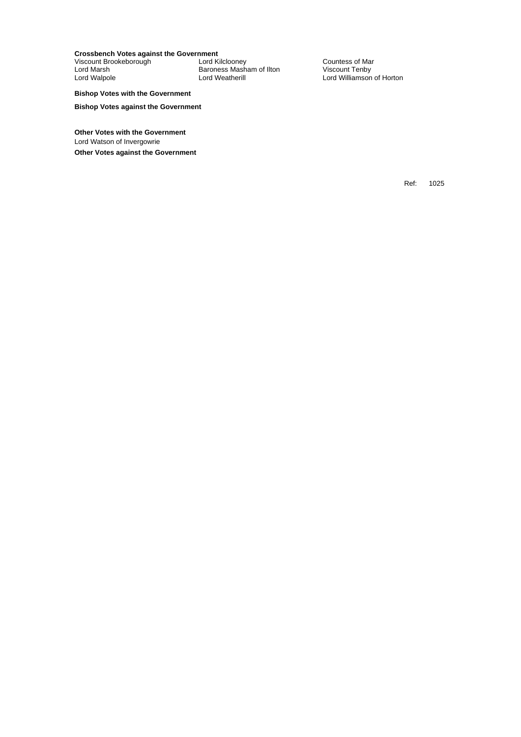**Crossbench Votes against the Government**

Viscount Brookeborough
Lord Kilclooney
Countess of Mar
Lord Marsh
Baroness Masham of Ilton
Viscount Tenby
Lord Walpole
Lord Weatherill
Lord Williamson of Horton

**Bishop Votes with the Government**

**Bishop Votes against the Government**

**Other Votes with the Government**

Lord Watson of Invergowrie

**Other Votes against the Government**

Ref: 1025